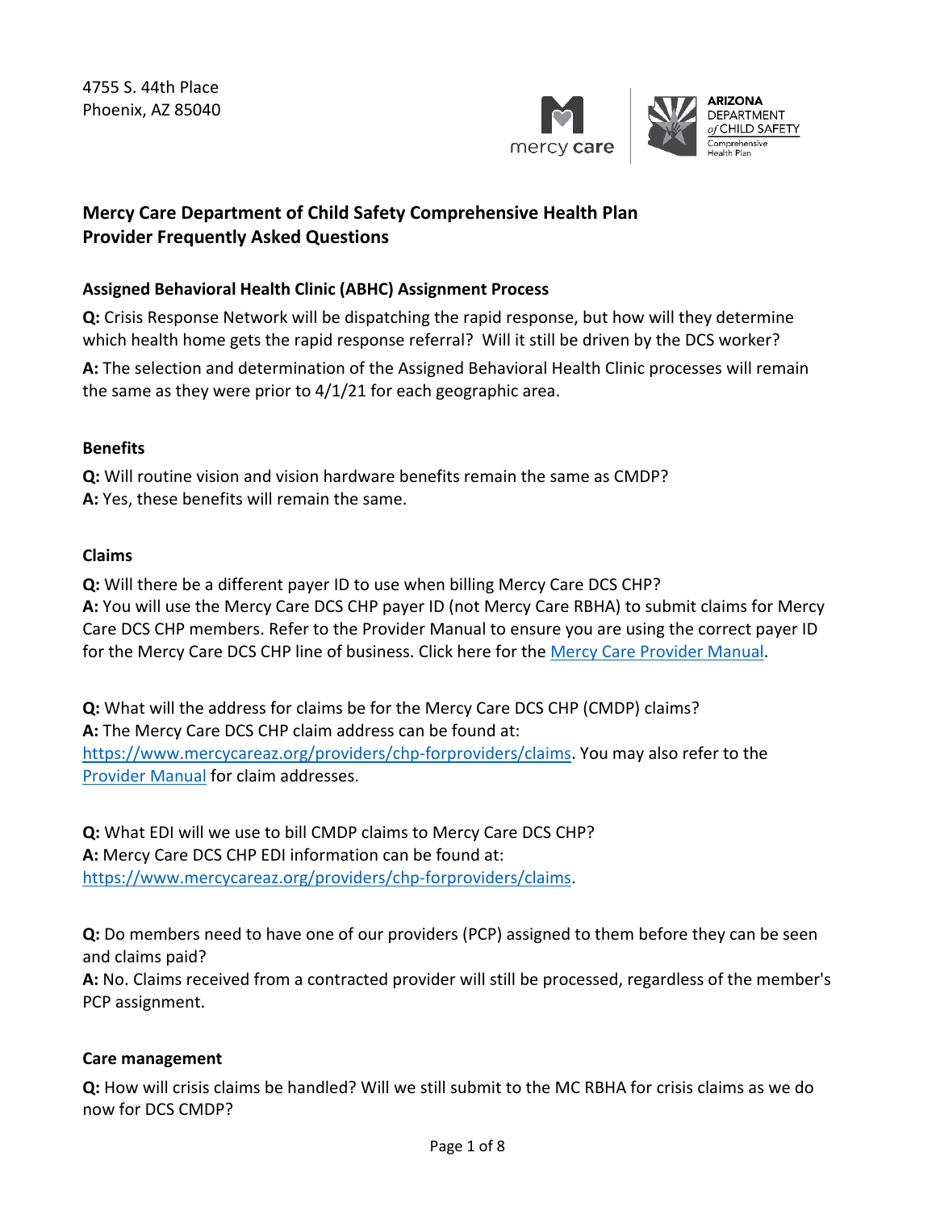4755 S. 44th Place
Phoenix, AZ 85040

# Mercy Care Department of Child Safety Comprehensive Health Plan Provider Frequently Asked Questions

## Assigned Behavioral Health Clinic (ABHC) Assignment Process

**Q:** Crisis Response Network will be dispatching the rapid response, but how will they determine which health home gets the rapid response referral? Will it still be driven by the DCS worker?

**A:** The selection and determination of the Assigned Behavioral Health Clinic processes will remain the same as they were prior to 4/1/21 for each geographic area.

## Benefits

**Q:** Will routine vision and vision hardware benefits remain the same as CMDP?
**A:** Yes, these benefits will remain the same.

## Claims

**Q:** Will there be a different payer ID to use when billing Mercy Care DCS CHP?
**A:** You will use the Mercy Care DCS CHP payer ID (not Mercy Care RBHA) to submit claims for Mercy Care DCS CHP members. Refer to the Provider Manual to ensure you are using the correct payer ID for the Mercy Care DCS CHP line of business. Click here for the [Mercy Care Provider Manual](Mercy Care Provider Manual).

**Q:** What will the address for claims be for the Mercy Care DCS CHP (CMDP) claims?
**A:** The Mercy Care DCS CHP claim address can be found at: [https://www.mercycareaz.org/providers/chp-forproviders/claims](https://www.mercycareaz.org/providers/chp-forproviders/claims). You may also refer to the [Provider Manual](Provider Manual) for claim addresses.

**Q:** What EDI will we use to bill CMDP claims to Mercy Care DCS CHP?
**A:** Mercy Care DCS CHP EDI information can be found at: [https://www.mercycareaz.org/providers/chp-forproviders/claims](https://www.mercycareaz.org/providers/chp-forproviders/claims).

**Q:** Do members need to have one of our providers (PCP) assigned to them before they can be seen and claims paid?
**A:** No. Claims received from a contracted provider will still be processed, regardless of the member's PCP assignment.

## Care management

**Q:** How will crisis claims be handled? Will we still submit to the MC RBHA for crisis claims as we do now for DCS CMDP?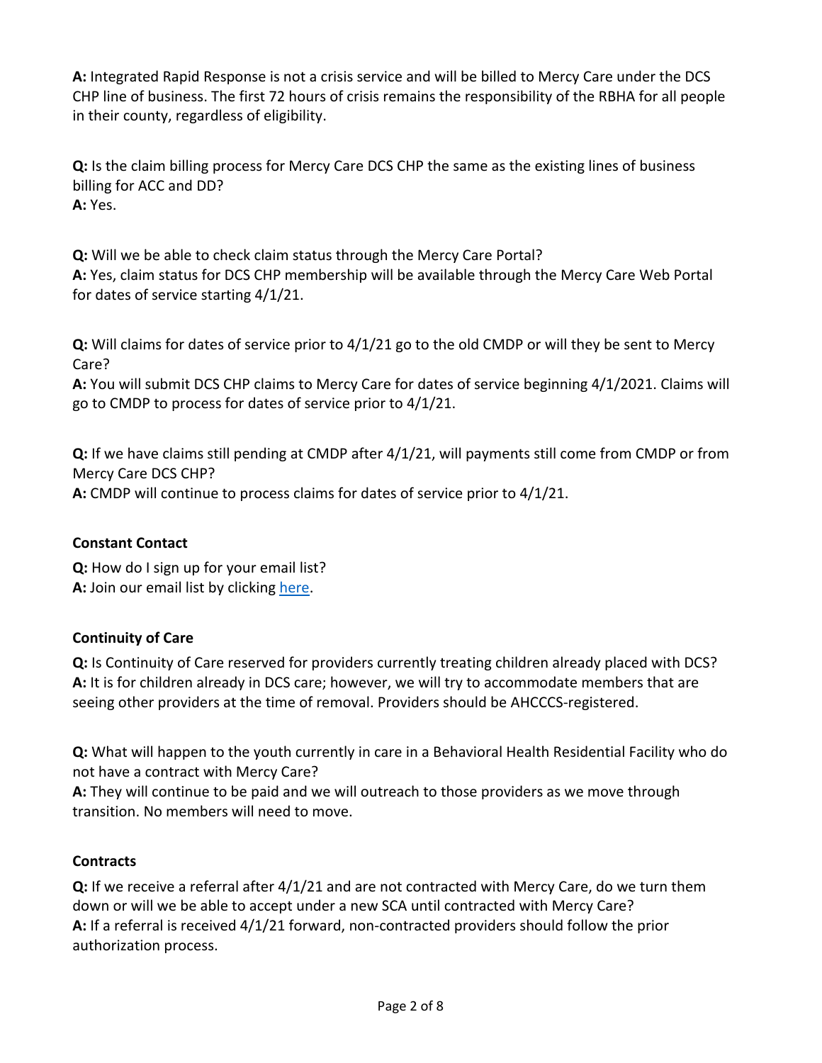**A:** Integrated Rapid Response is not a crisis service and will be billed to Mercy Care under the DCS CHP line of business. The first 72 hours of crisis remains the responsibility of the RBHA for all people in their county, regardless of eligibility.

**Q:** Is the claim billing process for Mercy Care DCS CHP the same as the existing lines of business billing for ACC and DD?
**A:** Yes.

**Q:** Will we be able to check claim status through the Mercy Care Portal?
**A:** Yes, claim status for DCS CHP membership will be available through the Mercy Care Web Portal for dates of service starting 4/1/21.

**Q:** Will claims for dates of service prior to 4/1/21 go to the old CMDP or will they be sent to Mercy Care?
**A:** You will submit DCS CHP claims to Mercy Care for dates of service beginning 4/1/2021. Claims will go to CMDP to process for dates of service prior to 4/1/21.

**Q:** If we have claims still pending at CMDP after 4/1/21, will payments still come from CMDP or from Mercy Care DCS CHP?
**A:** CMDP will continue to process claims for dates of service prior to 4/1/21.

### Constant Contact

**Q:** How do I sign up for your email list?
**A:** Join our email list by clicking here.

### Continuity of Care

**Q:** Is Continuity of Care reserved for providers currently treating children already placed with DCS?
**A:** It is for children already in DCS care; however, we will try to accommodate members that are seeing other providers at the time of removal. Providers should be AHCCCS-registered.

**Q:** What will happen to the youth currently in care in a Behavioral Health Residential Facility who do not have a contract with Mercy Care?
**A:** They will continue to be paid and we will outreach to those providers as we move through transition. No members will need to move.

### Contracts

**Q:** If we receive a referral after 4/1/21 and are not contracted with Mercy Care, do we turn them down or will we be able to accept under a new SCA until contracted with Mercy Care?
**A:** If a referral is received 4/1/21 forward, non-contracted providers should follow the prior authorization process.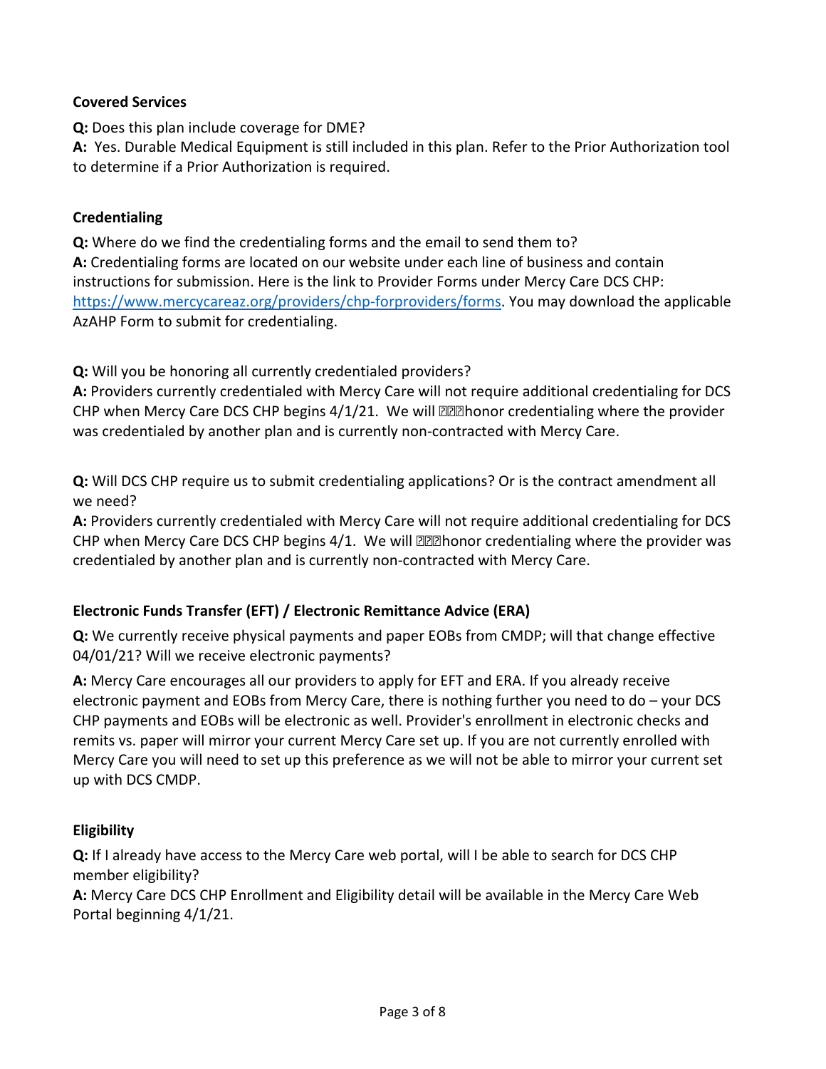## Covered Services

**Q:** Does this plan include coverage for DME?
**A:** Yes. Durable Medical Equipment is still included in this plan. Refer to the Prior Authorization tool to determine if a Prior Authorization is required.

## Credentialing

**Q:** Where do we find the credentialing forms and the email to send them to?
**A:** Credentialing forms are located on our website under each line of business and contain instructions for submission. Here is the link to Provider Forms under Mercy Care DCS CHP: [https://www.mercycareaz.org/providers/chp-forproviders/forms](https://www.mercycareaz.org/providers/chp-forproviders/forms). You may download the applicable AzAHP Form to submit for credentialing.

**Q:** Will you be honoring all currently credentialed providers?
**A:** Providers currently credentialed with Mercy Care will not require additional credentialing for DCS CHP when Mercy Care DCS CHP begins 4/1/21. We will ��� honor credentialing where the provider was credentialed by another plan and is currently non-contracted with Mercy Care.

**Q:** Will DCS CHP require us to submit credentialing applications? Or is the contract amendment all we need?
**A:** Providers currently credentialed with Mercy Care will not require additional credentialing for DCS CHP when Mercy Care DCS CHP begins 4/1. We will ��� honor credentialing where the provider was credentialed by another plan and is currently non-contracted with Mercy Care.

## Electronic Funds Transfer (EFT) / Electronic Remittance Advice (ERA)

**Q:** We currently receive physical payments and paper EOBs from CMDP; will that change effective 04/01/21? Will we receive electronic payments?

**A:** Mercy Care encourages all our providers to apply for EFT and ERA. If you already receive electronic payment and EOBs from Mercy Care, there is nothing further you need to do – your DCS CHP payments and EOBs will be electronic as well. Provider's enrollment in electronic checks and remits vs. paper will mirror your current Mercy Care set up. If you are not currently enrolled with Mercy Care you will need to set up this preference as we will not be able to mirror your current set up with DCS CMDP.

## Eligibility

**Q:** If I already have access to the Mercy Care web portal, will I be able to search for DCS CHP member eligibility?
**A:** Mercy Care DCS CHP Enrollment and Eligibility detail will be available in the Mercy Care Web Portal beginning 4/1/21.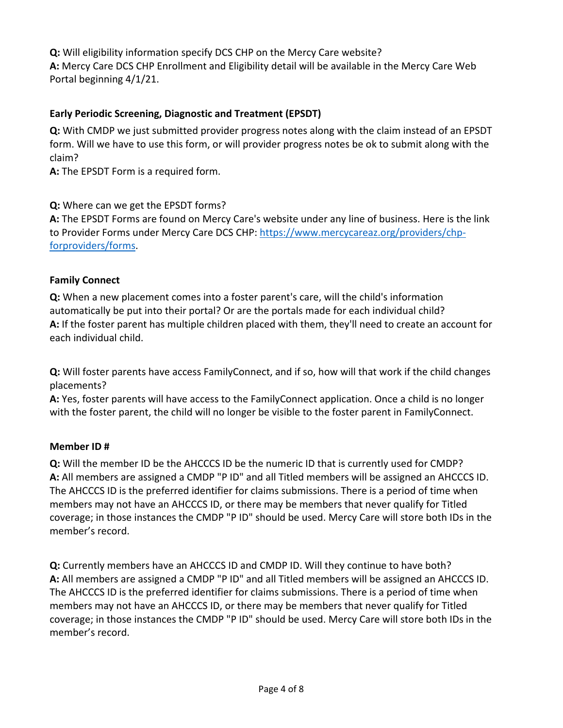**Q:** Will eligibility information specify DCS CHP on the Mercy Care website?
**A:** Mercy Care DCS CHP Enrollment and Eligibility detail will be available in the Mercy Care Web Portal beginning 4/1/21.

### Early Periodic Screening, Diagnostic and Treatment (EPSDT)

**Q:** With CMDP we just submitted provider progress notes along with the claim instead of an EPSDT form. Will we have to use this form, or will provider progress notes be ok to submit along with the claim?
**A:** The EPSDT Form is a required form.

**Q:** Where can we get the EPSDT forms?
**A:** The EPSDT Forms are found on Mercy Care's website under any line of business. Here is the link to Provider Forms under Mercy Care DCS CHP: [https://www.mercycareaz.org/providers/chp-forproviders/forms](https://www.mercycareaz.org/providers/chp-forproviders/forms).

### Family Connect

**Q:** When a new placement comes into a foster parent's care, will the child's information automatically be put into their portal? Or are the portals made for each individual child?
**A:** If the foster parent has multiple children placed with them, they'll need to create an account for each individual child.

**Q:** Will foster parents have access FamilyConnect, and if so, how will that work if the child changes placements?
**A:** Yes, foster parents will have access to the FamilyConnect application. Once a child is no longer with the foster parent, the child will no longer be visible to the foster parent in FamilyConnect.

### Member ID #

**Q:** Will the member ID be the AHCCCS ID be the numeric ID that is currently used for CMDP?
**A:** All members are assigned a CMDP "P ID" and all Titled members will be assigned an AHCCCS ID. The AHCCCS ID is the preferred identifier for claims submissions. There is a period of time when members may not have an AHCCCS ID, or there may be members that never qualify for Titled coverage; in those instances the CMDP "P ID" should be used. Mercy Care will store both IDs in the member's record.

**Q:** Currently members have an AHCCCS ID and CMDP ID. Will they continue to have both?
**A:** All members are assigned a CMDP "P ID" and all Titled members will be assigned an AHCCCS ID. The AHCCCS ID is the preferred identifier for claims submissions. There is a period of time when members may not have an AHCCCS ID, or there may be members that never qualify for Titled coverage; in those instances the CMDP "P ID" should be used. Mercy Care will store both IDs in the member's record.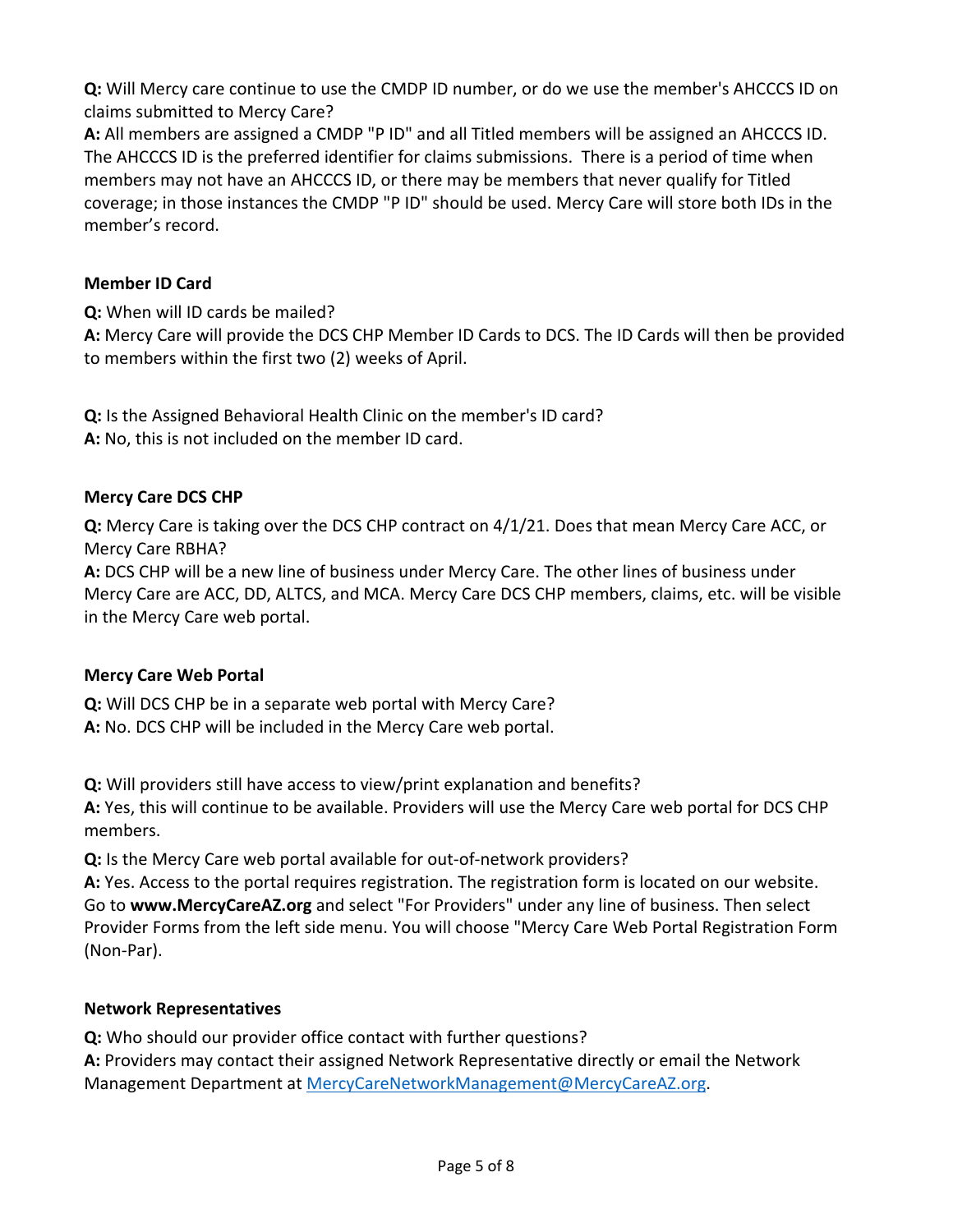**Q:** Will Mercy care continue to use the CMDP ID number, or do we use the member's AHCCCS ID on claims submitted to Mercy Care?
**A:** All members are assigned a CMDP "P ID" and all Titled members will be assigned an AHCCCS ID. The AHCCCS ID is the preferred identifier for claims submissions. There is a period of time when members may not have an AHCCCS ID, or there may be members that never qualify for Titled coverage; in those instances the CMDP "P ID" should be used. Mercy Care will store both IDs in the member's record.

### Member ID Card

**Q:** When will ID cards be mailed?
**A:** Mercy Care will provide the DCS CHP Member ID Cards to DCS. The ID Cards will then be provided to members within the first two (2) weeks of April.

**Q:** Is the Assigned Behavioral Health Clinic on the member's ID card?
**A:** No, this is not included on the member ID card.

### Mercy Care DCS CHP

**Q:** Mercy Care is taking over the DCS CHP contract on 4/1/21. Does that mean Mercy Care ACC, or Mercy Care RBHA?
**A:** DCS CHP will be a new line of business under Mercy Care. The other lines of business under Mercy Care are ACC, DD, ALTCS, and MCA. Mercy Care DCS CHP members, claims, etc. will be visible in the Mercy Care web portal.

### Mercy Care Web Portal

**Q:** Will DCS CHP be in a separate web portal with Mercy Care?
**A:** No. DCS CHP will be included in the Mercy Care web portal.

**Q:** Will providers still have access to view/print explanation and benefits?
**A:** Yes, this will continue to be available. Providers will use the Mercy Care web portal for DCS CHP members.

**Q:** Is the Mercy Care web portal available for out-of-network providers?
**A:** Yes. Access to the portal requires registration. The registration form is located on our website. Go to **www.MercyCareAZ.org** and select "For Providers" under any line of business. Then select Provider Forms from the left side menu. You will choose "Mercy Care Web Portal Registration Form (Non-Par).

### Network Representatives

**Q:** Who should our provider office contact with further questions?
**A:** Providers may contact their assigned Network Representative directly or email the Network Management Department at MercyCareNetworkManagement@MercyCareAZ.org.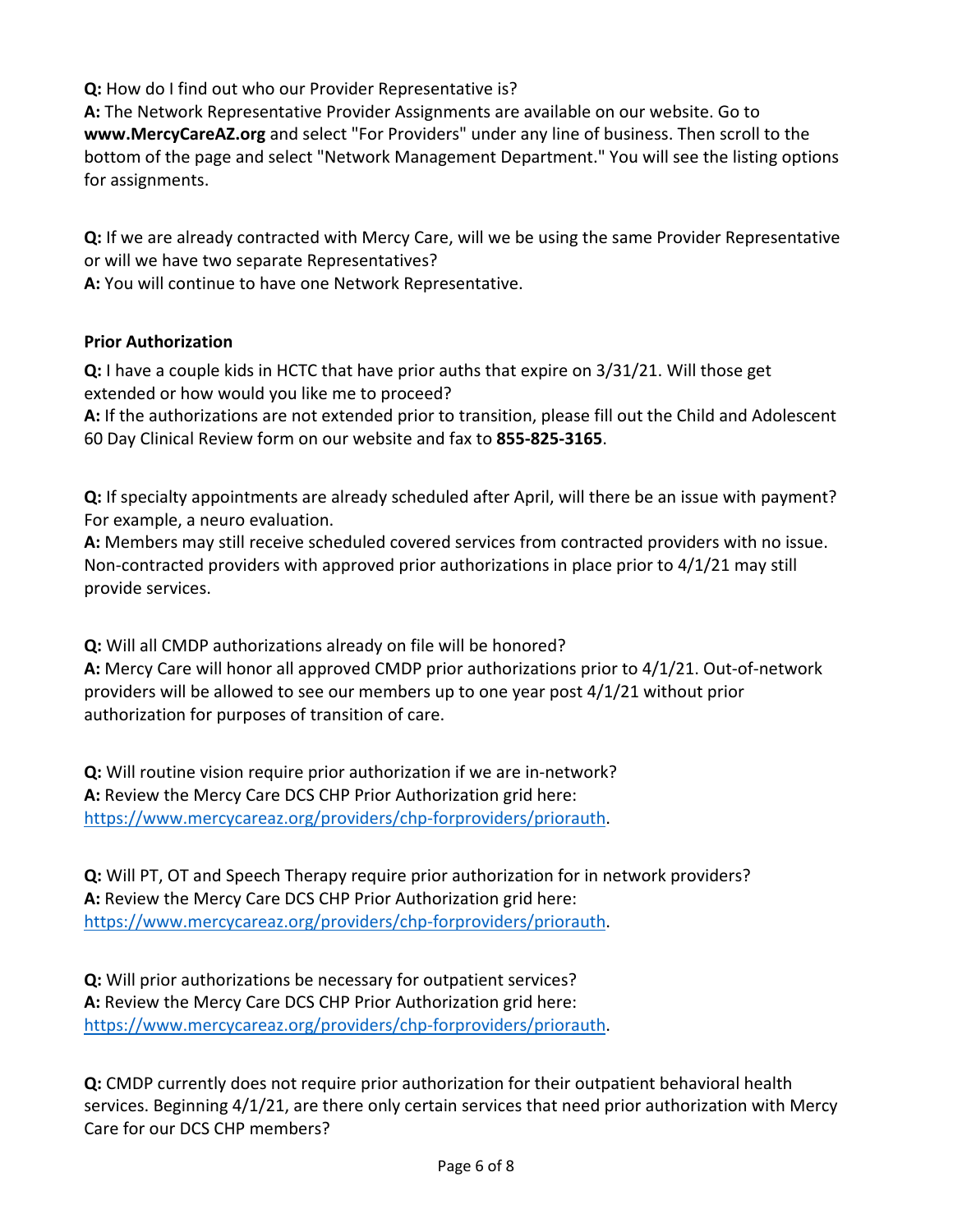**Q:** How do I find out who our Provider Representative is?
**A:** The Network Representative Provider Assignments are available on our website. Go to **www.MercyCareAZ.org** and select "For Providers" under any line of business. Then scroll to the bottom of the page and select "Network Management Department." You will see the listing options for assignments.

**Q:** If we are already contracted with Mercy Care, will we be using the same Provider Representative or will we have two separate Representatives?
**A:** You will continue to have one Network Representative.

### Prior Authorization

**Q:** I have a couple kids in HCTC that have prior auths that expire on 3/31/21. Will those get extended or how would you like me to proceed?
**A:** If the authorizations are not extended prior to transition, please fill out the Child and Adolescent 60 Day Clinical Review form on our website and fax to **855-825-3165**.

**Q:** If specialty appointments are already scheduled after April, will there be an issue with payment? For example, a neuro evaluation.
**A:** Members may still receive scheduled covered services from contracted providers with no issue. Non-contracted providers with approved prior authorizations in place prior to 4/1/21 may still provide services.

**Q:** Will all CMDP authorizations already on file will be honored?
**A:** Mercy Care will honor all approved CMDP prior authorizations prior to 4/1/21. Out-of-network providers will be allowed to see our members up to one year post 4/1/21 without prior authorization for purposes of transition of care.

**Q:** Will routine vision require prior authorization if we are in-network?
**A:** Review the Mercy Care DCS CHP Prior Authorization grid here: https://www.mercycareaz.org/providers/chp-forproviders/priorauth.

**Q:** Will PT, OT and Speech Therapy require prior authorization for in network providers?
**A:** Review the Mercy Care DCS CHP Prior Authorization grid here: https://www.mercycareaz.org/providers/chp-forproviders/priorauth.

**Q:** Will prior authorizations be necessary for outpatient services?
**A:** Review the Mercy Care DCS CHP Prior Authorization grid here: https://www.mercycareaz.org/providers/chp-forproviders/priorauth.

**Q:** CMDP currently does not require prior authorization for their outpatient behavioral health services. Beginning 4/1/21, are there only certain services that need prior authorization with Mercy Care for our DCS CHP members?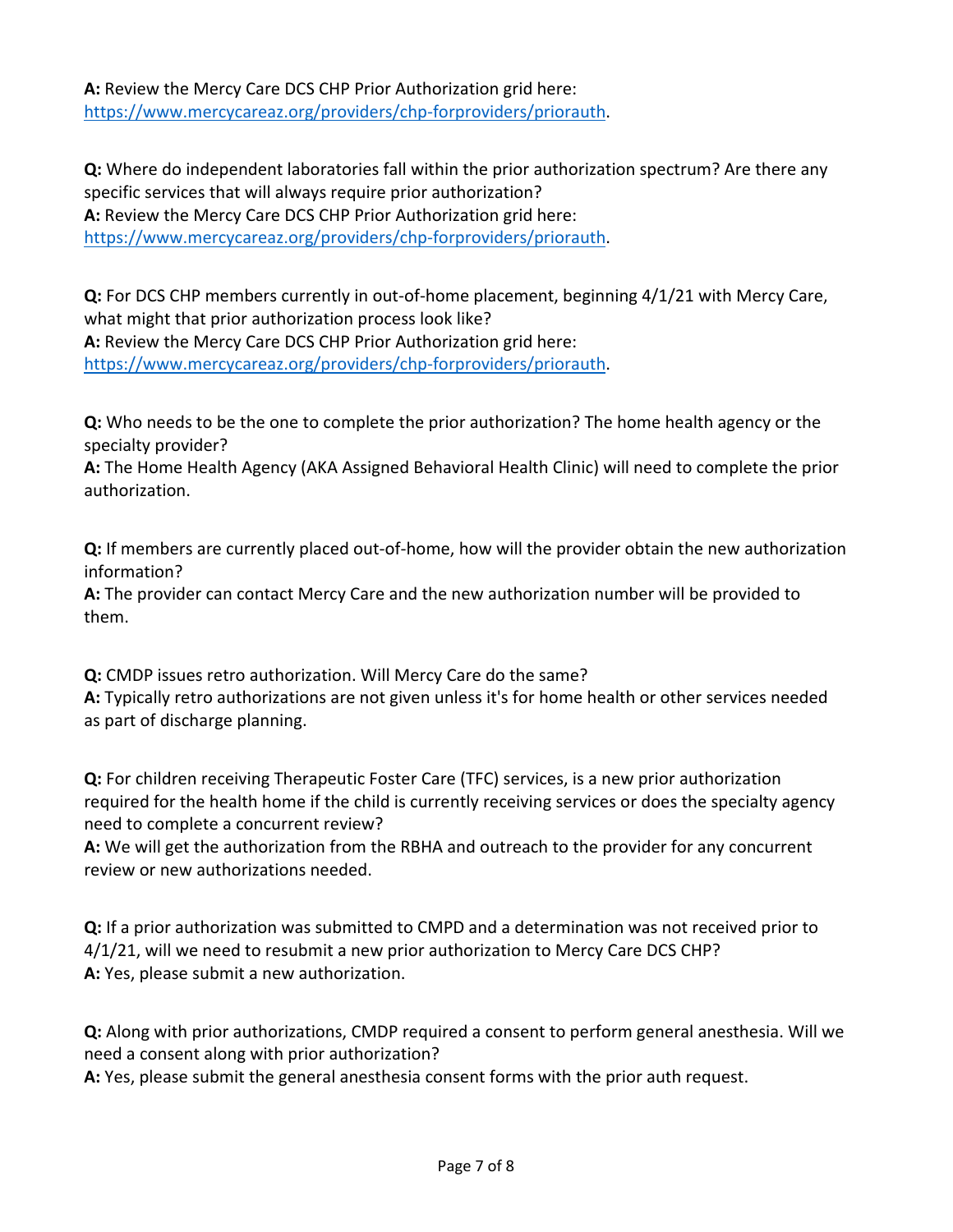**A:** Review the Mercy Care DCS CHP Prior Authorization grid here: https://www.mercycareaz.org/providers/chp-forproviders/priorauth.

**Q:** Where do independent laboratories fall within the prior authorization spectrum? Are there any specific services that will always require prior authorization?
**A:** Review the Mercy Care DCS CHP Prior Authorization grid here: https://www.mercycareaz.org/providers/chp-forproviders/priorauth.

**Q:** For DCS CHP members currently in out-of-home placement, beginning 4/1/21 with Mercy Care, what might that prior authorization process look like?
**A:** Review the Mercy Care DCS CHP Prior Authorization grid here: https://www.mercycareaz.org/providers/chp-forproviders/priorauth.

**Q:** Who needs to be the one to complete the prior authorization? The home health agency or the specialty provider?
**A:** The Home Health Agency (AKA Assigned Behavioral Health Clinic) will need to complete the prior authorization.

**Q:** If members are currently placed out-of-home, how will the provider obtain the new authorization information?
**A:** The provider can contact Mercy Care and the new authorization number will be provided to them.

**Q:** CMDP issues retro authorization. Will Mercy Care do the same?
**A:** Typically retro authorizations are not given unless it's for home health or other services needed as part of discharge planning.

**Q:** For children receiving Therapeutic Foster Care (TFC) services, is a new prior authorization required for the health home if the child is currently receiving services or does the specialty agency need to complete a concurrent review?
**A:** We will get the authorization from the RBHA and outreach to the provider for any concurrent review or new authorizations needed.

**Q:** If a prior authorization was submitted to CMPD and a determination was not received prior to 4/1/21, will we need to resubmit a new prior authorization to Mercy Care DCS CHP?
**A:** Yes, please submit a new authorization.

**Q:** Along with prior authorizations, CMDP required a consent to perform general anesthesia. Will we need a consent along with prior authorization?
**A:** Yes, please submit the general anesthesia consent forms with the prior auth request.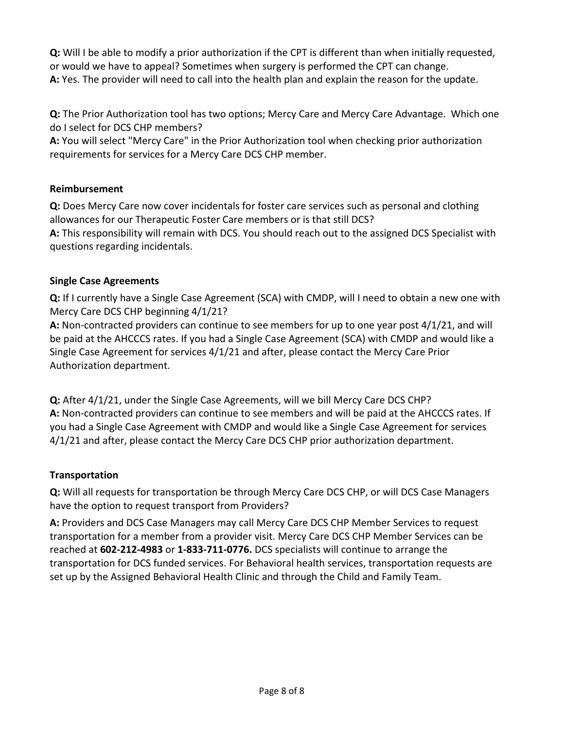**Q:** Will I be able to modify a prior authorization if the CPT is different than when initially requested, or would we have to appeal? Sometimes when surgery is performed the CPT can change.
**A:** Yes. The provider will need to call into the health plan and explain the reason for the update.

**Q:** The Prior Authorization tool has two options; Mercy Care and Mercy Care Advantage. Which one do I select for DCS CHP members?
**A:** You will select "Mercy Care" in the Prior Authorization tool when checking prior authorization requirements for services for a Mercy Care DCS CHP member.

### Reimbursement

**Q:** Does Mercy Care now cover incidentals for foster care services such as personal and clothing allowances for our Therapeutic Foster Care members or is that still DCS?
**A:** This responsibility will remain with DCS. You should reach out to the assigned DCS Specialist with questions regarding incidentals.

### Single Case Agreements

**Q:** If I currently have a Single Case Agreement (SCA) with CMDP, will I need to obtain a new one with Mercy Care DCS CHP beginning 4/1/21?
**A:** Non-contracted providers can continue to see members for up to one year post 4/1/21, and will be paid at the AHCCCS rates. If you had a Single Case Agreement (SCA) with CMDP and would like a Single Case Agreement for services 4/1/21 and after, please contact the Mercy Care Prior Authorization department.

**Q:** After 4/1/21, under the Single Case Agreements, will we bill Mercy Care DCS CHP?
**A:** Non-contracted providers can continue to see members and will be paid at the AHCCCS rates. If you had a Single Case Agreement with CMDP and would like a Single Case Agreement for services 4/1/21 and after, please contact the Mercy Care DCS CHP prior authorization department.

### Transportation

**Q:** Will all requests for transportation be through Mercy Care DCS CHP, or will DCS Case Managers have the option to request transport from Providers?

**A:** Providers and DCS Case Managers may call Mercy Care DCS CHP Member Services to request transportation for a member from a provider visit. Mercy Care DCS CHP Member Services can be reached at **602-212-4983** or **1-833-711-0776.** DCS specialists will continue to arrange the transportation for DCS funded services. For Behavioral health services, transportation requests are set up by the Assigned Behavioral Health Clinic and through the Child and Family Team.